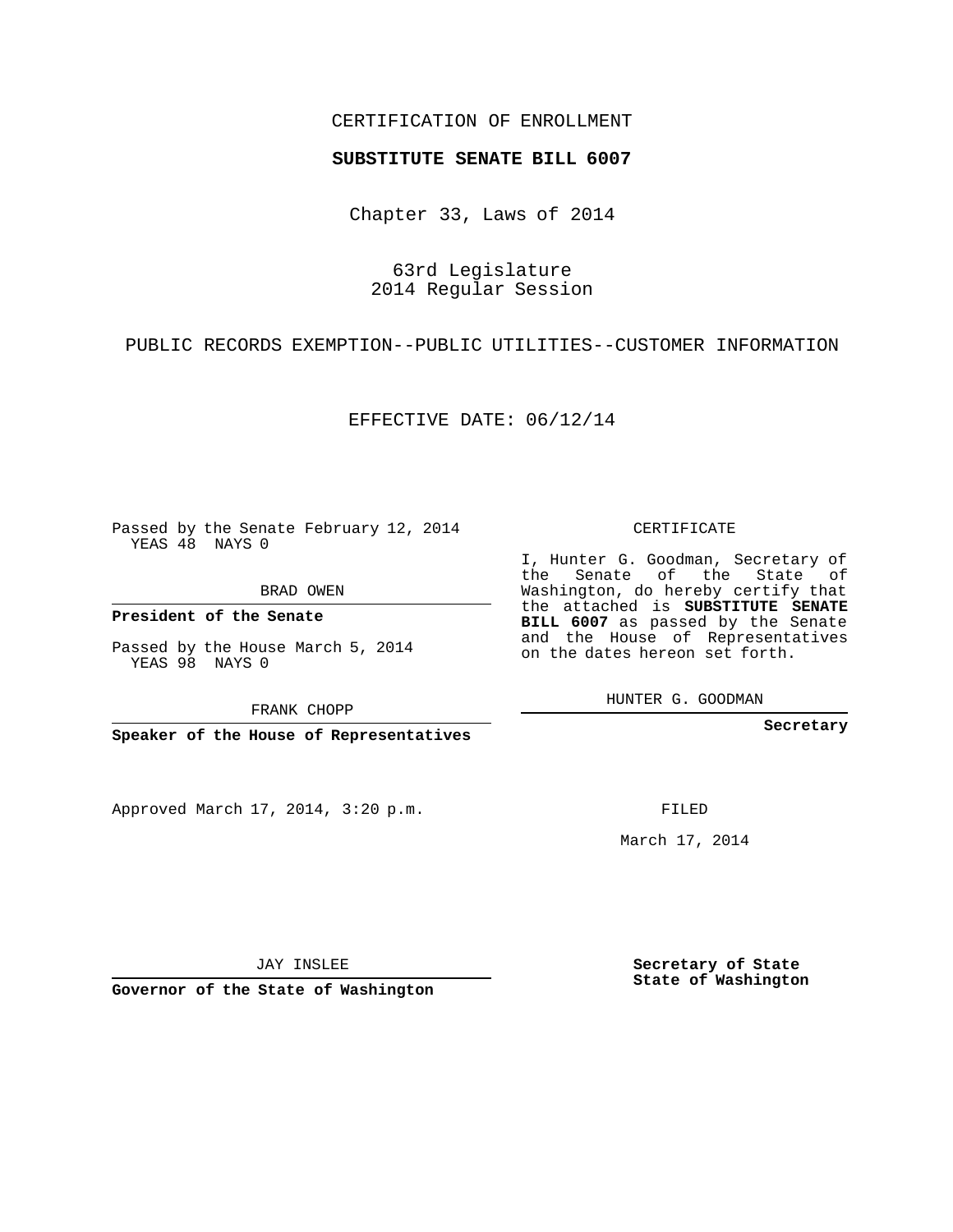CERTIFICATION OF ENROLLMENT

**SUBSTITUTE SENATE BILL 6007**

Chapter 33, Laws of 2014

63rd Legislature
2014 Regular Session

PUBLIC RECORDS EXEMPTION--PUBLIC UTILITIES--CUSTOMER INFORMATION

EFFECTIVE DATE: 06/12/14

Passed by the Senate February 12, 2014
YEAS 48 NAYS 0

BRAD OWEN

**President of the Senate**

Passed by the House March 5, 2014
YEAS 98 NAYS 0

FRANK CHOPP

**Speaker of the House of Representatives**

Approved March 17, 2014, 3:20 p.m.

JAY INSLEE

**Governor of the State of Washington**

CERTIFICATE

I, Hunter G. Goodman, Secretary of the Senate of the State of Washington, do hereby certify that the attached is **SUBSTITUTE SENATE BILL 6007** as passed by the Senate and the House of Representatives on the dates hereon set forth.

HUNTER G. GOODMAN

**Secretary**

FILED

March 17, 2014

**Secretary of State**
**State of Washington**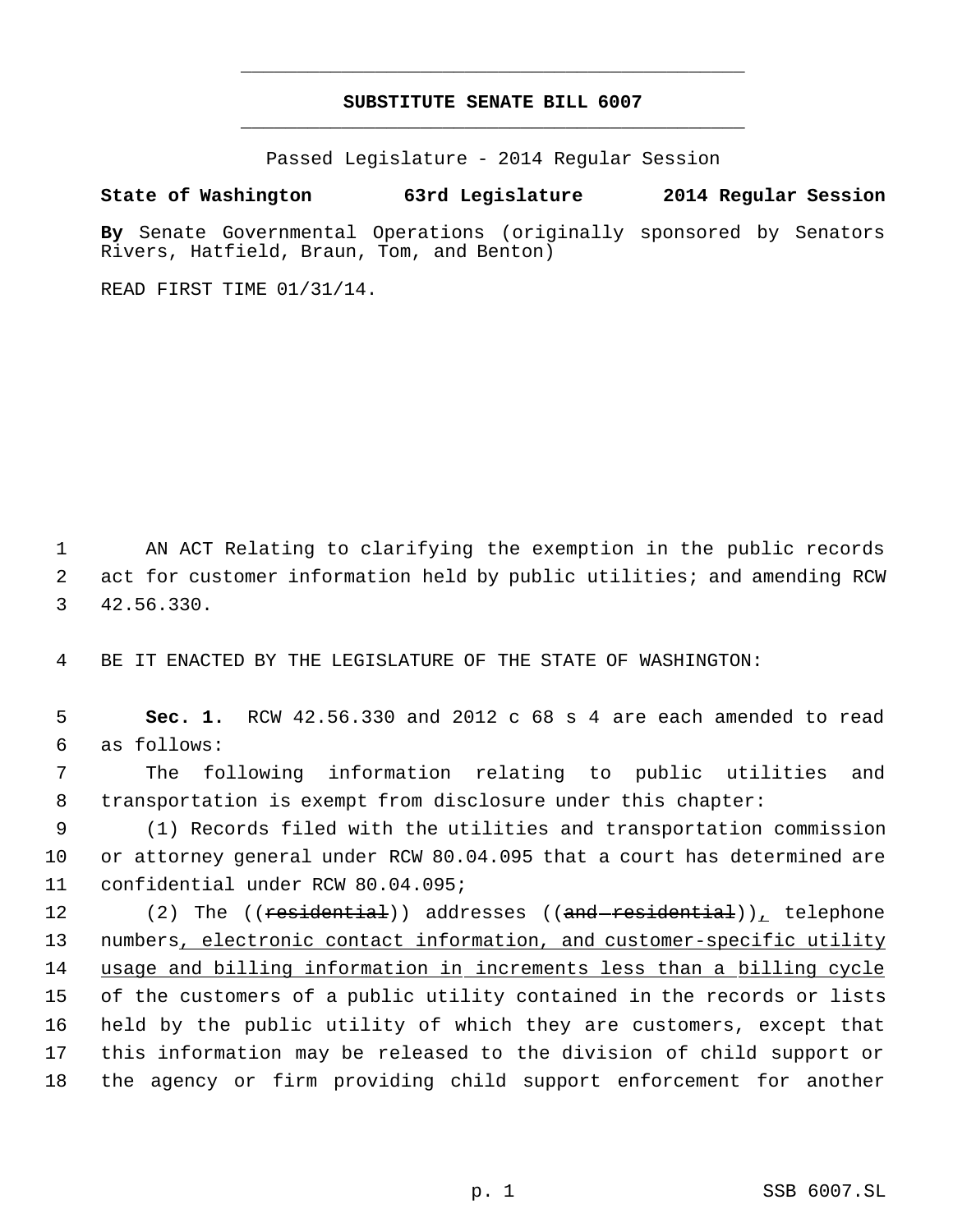# SUBSTITUTE SENATE BILL 6007

Passed Legislature - 2014 Regular Session

**State of Washington 63rd Legislature 2014 Regular Session**

**By** Senate Governmental Operations (originally sponsored by Senators Rivers, Hatfield, Braun, Tom, and Benton)

READ FIRST TIME 01/31/14.

AN ACT Relating to clarifying the exemption in the public records act for customer information held by public utilities; and amending RCW 42.56.330.

BE IT ENACTED BY THE LEGISLATURE OF THE STATE OF WASHINGTON:

**Sec. 1.** RCW 42.56.330 and 2012 c 68 s 4 are each amended to read as follows:

The following information relating to public utilities and transportation is exempt from disclosure under this chapter:

(1) Records filed with the utilities and transportation commission or attorney general under RCW 80.04.095 that a court has determined are confidential under RCW 80.04.095;

(2) The ((~~residential~~)) addresses ((~~and residential~~))<u>,</u> telephone numbers<u>, electronic contact information, and customer-specific utility usage and billing information in increments less than a billing cycle</u> of the customers of a public utility contained in the records or lists held by the public utility of which they are customers, except that this information may be released to the division of child support or the agency or firm providing child support enforcement for another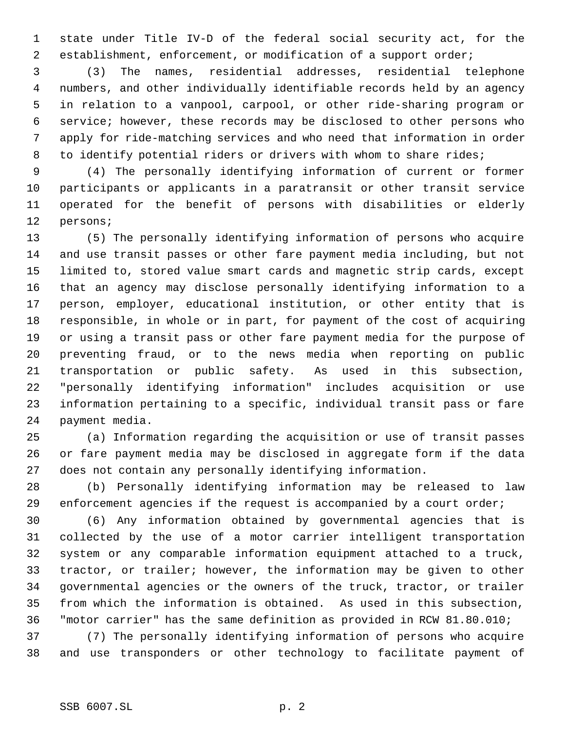state under Title IV-D of the federal social security act, for the establishment, enforcement, or modification of a support order;

(3) The names, residential addresses, residential telephone numbers, and other individually identifiable records held by an agency in relation to a vanpool, carpool, or other ride-sharing program or service; however, these records may be disclosed to other persons who apply for ride-matching services and who need that information in order to identify potential riders or drivers with whom to share rides;

(4) The personally identifying information of current or former participants or applicants in a paratransit or other transit service operated for the benefit of persons with disabilities or elderly persons;

(5) The personally identifying information of persons who acquire and use transit passes or other fare payment media including, but not limited to, stored value smart cards and magnetic strip cards, except that an agency may disclose personally identifying information to a person, employer, educational institution, or other entity that is responsible, in whole or in part, for payment of the cost of acquiring or using a transit pass or other fare payment media for the purpose of preventing fraud, or to the news media when reporting on public transportation or public safety. As used in this subsection, "personally identifying information" includes acquisition or use information pertaining to a specific, individual transit pass or fare payment media.

(a) Information regarding the acquisition or use of transit passes or fare payment media may be disclosed in aggregate form if the data does not contain any personally identifying information.

(b) Personally identifying information may be released to law enforcement agencies if the request is accompanied by a court order;

(6) Any information obtained by governmental agencies that is collected by the use of a motor carrier intelligent transportation system or any comparable information equipment attached to a truck, tractor, or trailer; however, the information may be given to other governmental agencies or the owners of the truck, tractor, or trailer from which the information is obtained. As used in this subsection, "motor carrier" has the same definition as provided in RCW 81.80.010;

(7) The personally identifying information of persons who acquire and use transponders or other technology to facilitate payment of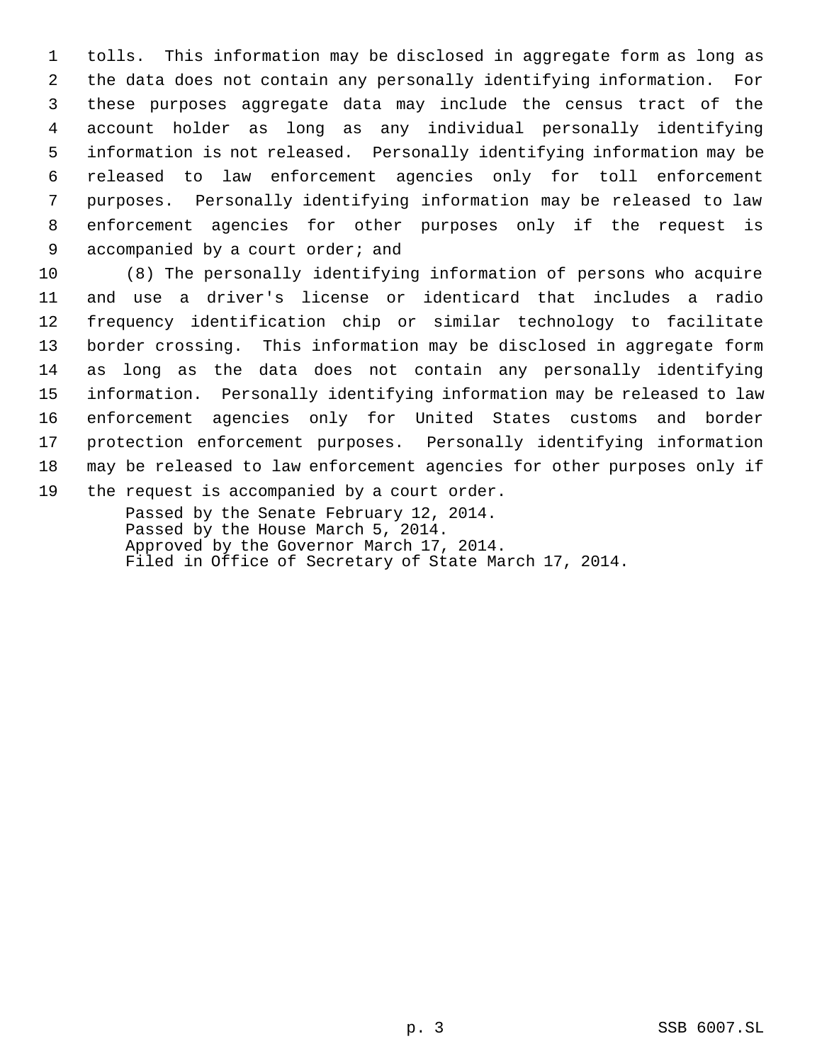tolls. This information may be disclosed in aggregate form as long as the data does not contain any personally identifying information. For these purposes aggregate data may include the census tract of the account holder as long as any individual personally identifying information is not released. Personally identifying information may be released to law enforcement agencies only for toll enforcement purposes. Personally identifying information may be released to law enforcement agencies for other purposes only if the request is accompanied by a court order; and

(8) The personally identifying information of persons who acquire and use a driver's license or identicard that includes a radio frequency identification chip or similar technology to facilitate border crossing. This information may be disclosed in aggregate form as long as the data does not contain any personally identifying information. Personally identifying information may be released to law enforcement agencies only for United States customs and border protection enforcement purposes. Personally identifying information may be released to law enforcement agencies for other purposes only if the request is accompanied by a court order.

Passed by the Senate February 12, 2014.
Passed by the House March 5, 2014.
Approved by the Governor March 17, 2014.
Filed in Office of Secretary of State March 17, 2014.